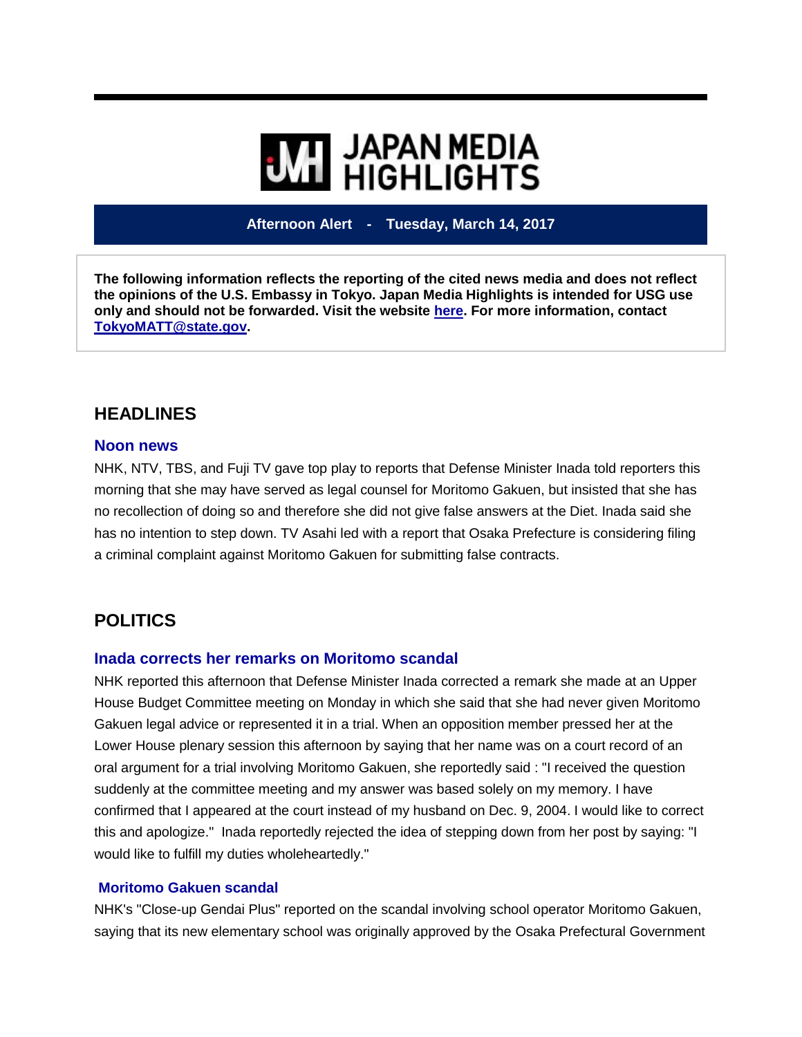# JAPAN MEDIA HIGHLIGHTS

**Afternoon Alert - Tuesday, March 14, 2017**

**The following information reflects the reporting of the cited news media and does not reflect the opinions of the U.S. Embassy in Tokyo. Japan Media Highlights is intended for USG use only and should not be forwarded. Visit the website here. For more information, contact TokyoMATT@state.gov.**

## HEADLINES

### Noon news

NHK, NTV, TBS, and Fuji TV gave top play to reports that Defense Minister Inada told reporters this morning that she may have served as legal counsel for Moritomo Gakuen, but insisted that she has no recollection of doing so and therefore she did not give false answers at the Diet. Inada said she has no intention to step down. TV Asahi led with a report that Osaka Prefecture is considering filing a criminal complaint against Moritomo Gakuen for submitting false contracts.

## POLITICS

### Inada corrects her remarks on Moritomo scandal

NHK reported this afternoon that Defense Minister Inada corrected a remark she made at an Upper House Budget Committee meeting on Monday in which she said that she had never given Moritomo Gakuen legal advice or represented it in a trial. When an opposition member pressed her at the Lower House plenary session this afternoon by saying that her name was on a court record of an oral argument for a trial involving Moritomo Gakuen, she reportedly said : "I received the question suddenly at the committee meeting and my answer was based solely on my memory. I have confirmed that I appeared at the court instead of my husband on Dec. 9, 2004. I would like to correct this and apologize." Inada reportedly rejected the idea of stepping down from her post by saying: "I would like to fulfill my duties wholeheartedly."

### Moritomo Gakuen scandal

NHK's "Close-up Gendai Plus" reported on the scandal involving school operator Moritomo Gakuen, saying that its new elementary school was originally approved by the Osaka Prefectural Government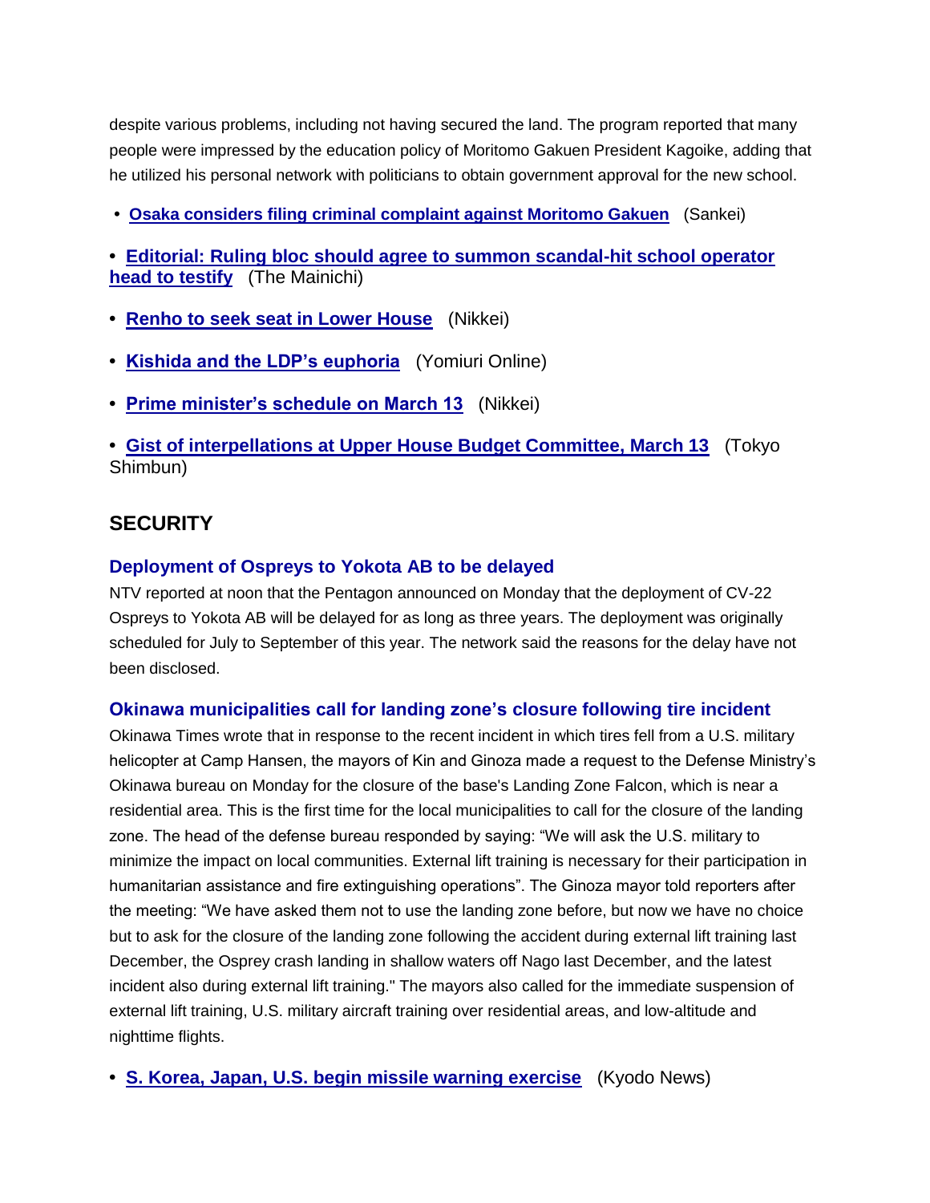despite various problems, including not having secured the land. The program reported that many people were impressed by the education policy of Moritomo Gakuen President Kagoike, adding that he utilized his personal network with politicians to obtain government approval for the new school.

- **Osaka considers filing criminal complaint against Moritomo Gakuen** (Sankei)
- **Editorial: Ruling bloc should agree to summon scandal-hit school operator head to testify** (The Mainichi)
- **Renho to seek seat in Lower House** (Nikkei)
- **Kishida and the LDP's euphoria** (Yomiuri Online)
- **Prime minister's schedule on March 13** (Nikkei)
- **Gist of interpellations at Upper House Budget Committee, March 13** (Tokyo Shimbun)

## SECURITY

### Deployment of Ospreys to Yokota AB to be delayed

NTV reported at noon that the Pentagon announced on Monday that the deployment of CV-22 Ospreys to Yokota AB will be delayed for as long as three years. The deployment was originally scheduled for July to September of this year. The network said the reasons for the delay have not been disclosed.

### Okinawa municipalities call for landing zone's closure following tire incident

Okinawa Times wrote that in response to the recent incident in which tires fell from a U.S. military helicopter at Camp Hansen, the mayors of Kin and Ginoza made a request to the Defense Ministry's Okinawa bureau on Monday for the closure of the base's Landing Zone Falcon, which is near a residential area. This is the first time for the local municipalities to call for the closure of the landing zone. The head of the defense bureau responded by saying: "We will ask the U.S. military to minimize the impact on local communities. External lift training is necessary for their participation in humanitarian assistance and fire extinguishing operations". The Ginoza mayor told reporters after the meeting: "We have asked them not to use the landing zone before, but now we have no choice but to ask for the closure of the landing zone following the accident during external lift training last December, the Osprey crash landing in shallow waters off Nago last December, and the latest incident also during external lift training." The mayors also called for the immediate suspension of external lift training, U.S. military aircraft training over residential areas, and low-altitude and nighttime flights.

- **S. Korea, Japan, U.S. begin missile warning exercise** (Kyodo News)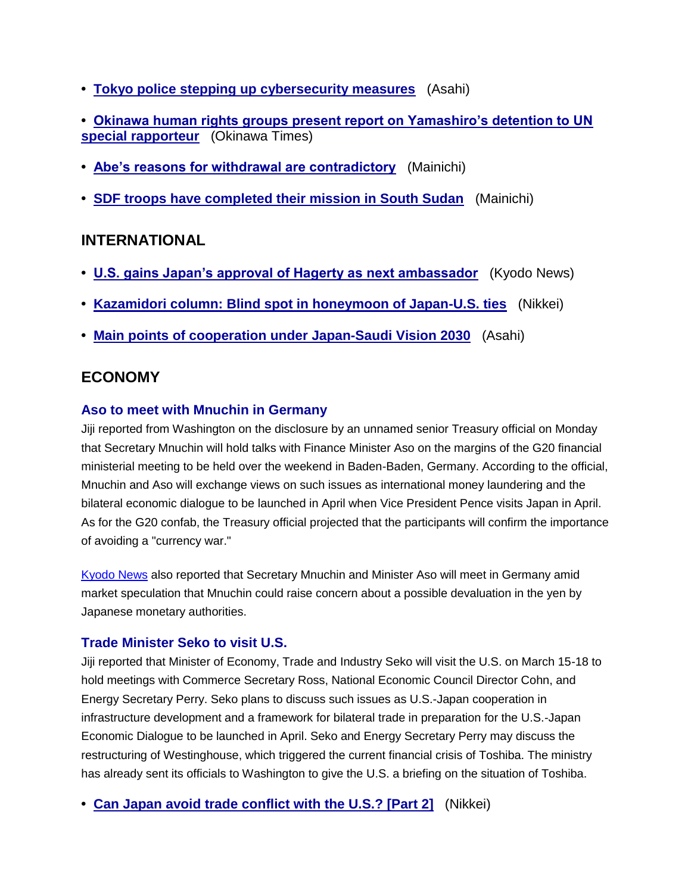- **Tokyo police stepping up cybersecurity measures** (Asahi)

- **Okinawa human rights groups present report on Yamashiro's detention to UN special rapporteur** (Okinawa Times)

- **Abe's reasons for withdrawal are contradictory** (Mainichi)

- **SDF troops have completed their mission in South Sudan** (Mainichi)

## INTERNATIONAL

- **U.S. gains Japan's approval of Hagerty as next ambassador** (Kyodo News)

- **Kazamidori column: Blind spot in honeymoon of Japan-U.S. ties** (Nikkei)

- **Main points of cooperation under Japan-Saudi Vision 2030** (Asahi)

## ECONOMY

### Aso to meet with Mnuchin in Germany

Jiji reported from Washington on the disclosure by an unnamed senior Treasury official on Monday that Secretary Mnuchin will hold talks with Finance Minister Aso on the margins of the G20 financial ministerial meeting to be held over the weekend in Baden-Baden, Germany. According to the official, Mnuchin and Aso will exchange views on such issues as international money laundering and the bilateral economic dialogue to be launched in April when Vice President Pence visits Japan in April. As for the G20 confab, the Treasury official projected that the participants will confirm the importance of avoiding a "currency war."

Kyodo News also reported that Secretary Mnuchin and Minister Aso will meet in Germany amid market speculation that Mnuchin could raise concern about a possible devaluation in the yen by Japanese monetary authorities.

### Trade Minister Seko to visit U.S.

Jiji reported that Minister of Economy, Trade and Industry Seko will visit the U.S. on March 15-18 to hold meetings with Commerce Secretary Ross, National Economic Council Director Cohn, and Energy Secretary Perry. Seko plans to discuss such issues as U.S.-Japan cooperation in infrastructure development and a framework for bilateral trade in preparation for the U.S.-Japan Economic Dialogue to be launched in April. Seko and Energy Secretary Perry may discuss the restructuring of Westinghouse, which triggered the current financial crisis of Toshiba. The ministry has already sent its officials to Washington to give the U.S. a briefing on the situation of Toshiba.

- **Can Japan avoid trade conflict with the U.S.? [Part 2]** (Nikkei)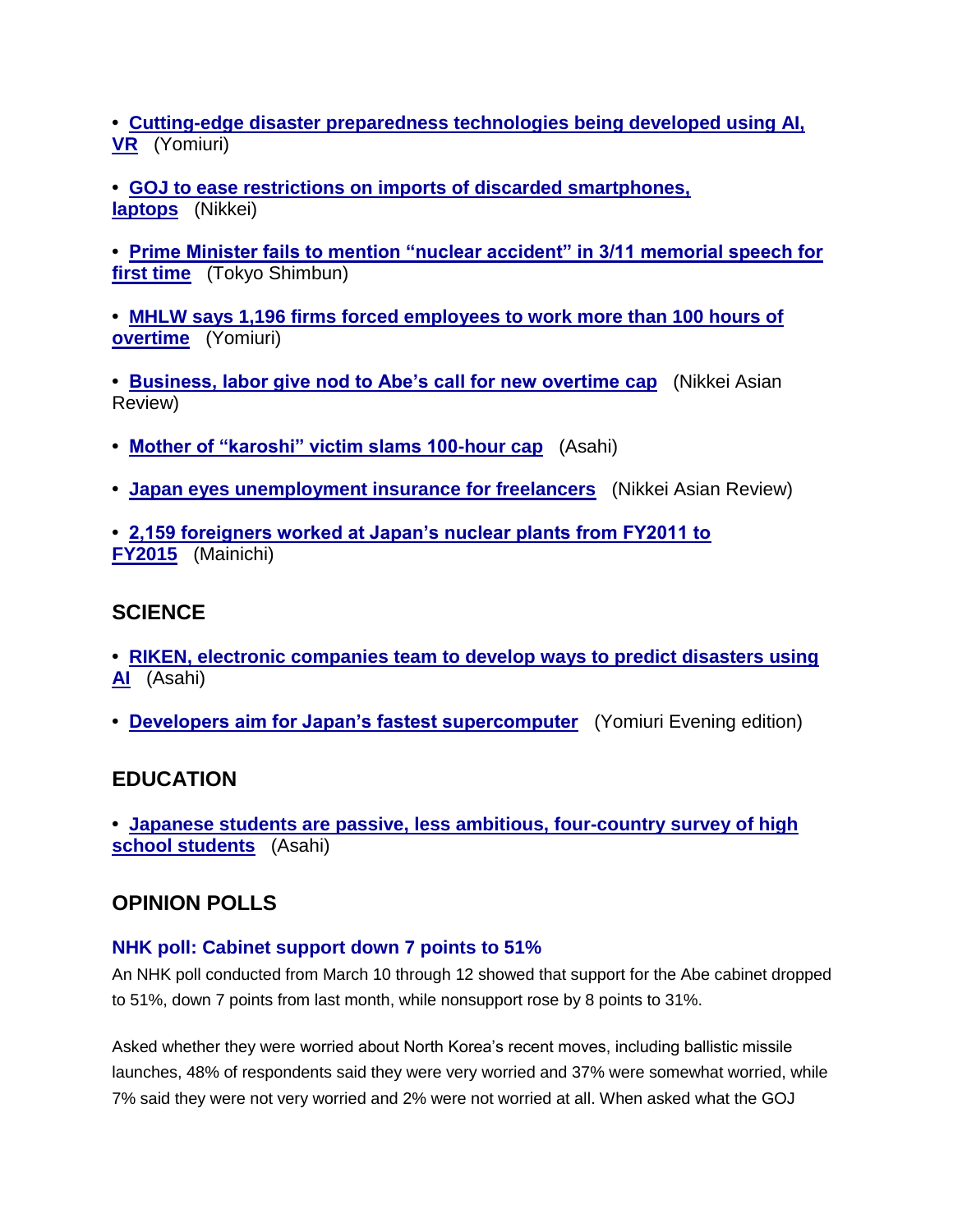• **Cutting-edge disaster preparedness technologies being developed using AI, VR** (Yomiuri)

• **GOJ to ease restrictions on imports of discarded smartphones, laptops** (Nikkei)

• **Prime Minister fails to mention "nuclear accident" in 3/11 memorial speech for first time** (Tokyo Shimbun)

• **MHLW says 1,196 firms forced employees to work more than 100 hours of overtime** (Yomiuri)

• **Business, labor give nod to Abe's call for new overtime cap** (Nikkei Asian Review)

• **Mother of "karoshi" victim slams 100-hour cap** (Asahi)

• **Japan eyes unemployment insurance for freelancers** (Nikkei Asian Review)

• **2,159 foreigners worked at Japan's nuclear plants from FY2011 to FY2015** (Mainichi)

## SCIENCE

• **RIKEN, electronic companies team to develop ways to predict disasters using AI** (Asahi)

• **Developers aim for Japan's fastest supercomputer** (Yomiuri Evening edition)

## EDUCATION

• **Japanese students are passive, less ambitious, four-country survey of high school students** (Asahi)

## OPINION POLLS

### NHK poll: Cabinet support down 7 points to 51%

An NHK poll conducted from March 10 through 12 showed that support for the Abe cabinet dropped to 51%, down 7 points from last month, while nonsupport rose by 8 points to 31%.

Asked whether they were worried about North Korea's recent moves, including ballistic missile launches, 48% of respondents said they were very worried and 37% were somewhat worried, while 7% said they were not very worried and 2% were not worried at all. When asked what the GOJ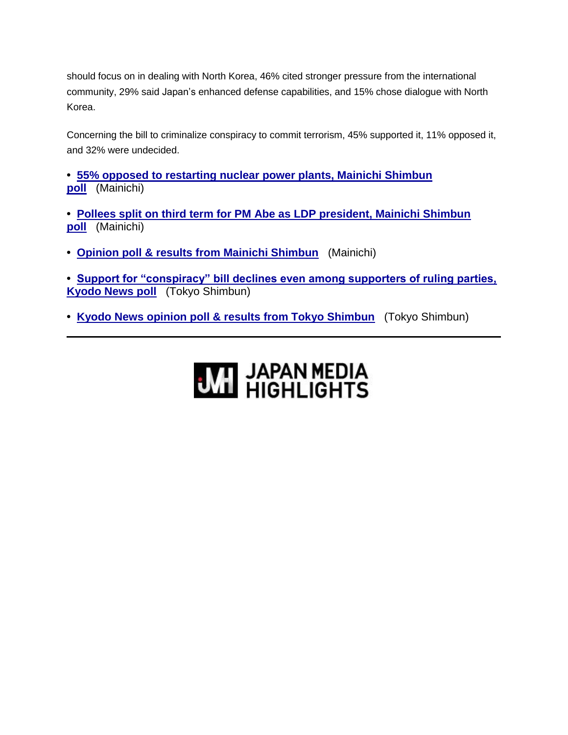should focus on in dealing with North Korea, 46% cited stronger pressure from the international community, 29% said Japan's enhanced defense capabilities, and 15% chose dialogue with North Korea.

Concerning the bill to criminalize conspiracy to commit terrorism, 45% supported it, 11% opposed it, and 32% were undecided.

- **55% opposed to restarting nuclear power plants, Mainichi Shimbun poll** (Mainichi)
- **Pollees split on third term for PM Abe as LDP president, Mainichi Shimbun poll** (Mainichi)
- **Opinion poll & results from Mainichi Shimbun** (Mainichi)
- **Support for "conspiracy" bill declines even among supporters of ruling parties, Kyodo News poll** (Tokyo Shimbun)
- **Kyodo News opinion poll & results from Tokyo Shimbun** (Tokyo Shimbun)

---

JAPAN MEDIA HIGHLIGHTS